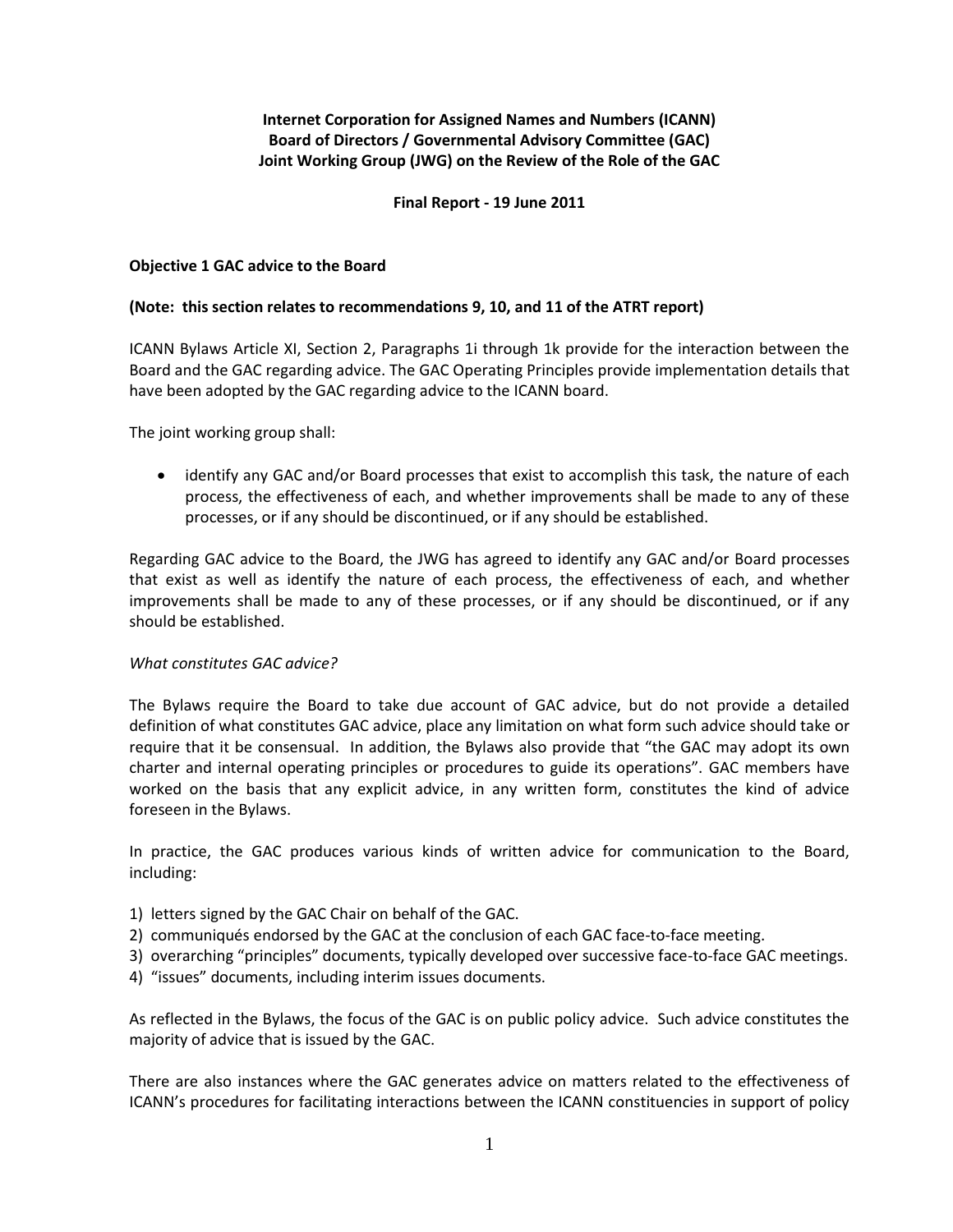**Internet Corporation for Assigned Names and Numbers (ICANN)**
**Board of Directors / Governmental Advisory Committee (GAC)**
**Joint Working Group (JWG) on the Review of the Role of the GAC**

**Final Report - 19 June 2011**

**Objective 1 GAC advice to the Board**

**(Note: this section relates to recommendations 9, 10, and 11 of the ATRT report)**

ICANN Bylaws Article XI, Section 2, Paragraphs 1i through 1k provide for the interaction between the Board and the GAC regarding advice. The GAC Operating Principles provide implementation details that have been adopted by the GAC regarding advice to the ICANN board.

The joint working group shall:

- identify any GAC and/or Board processes that exist to accomplish this task, the nature of each process, the effectiveness of each, and whether improvements shall be made to any of these processes, or if any should be discontinued, or if any should be established.

Regarding GAC advice to the Board, the JWG has agreed to identify any GAC and/or Board processes that exist as well as identify the nature of each process, the effectiveness of each, and whether improvements shall be made to any of these processes, or if any should be discontinued, or if any should be established.

*What constitutes GAC advice?*

The Bylaws require the Board to take due account of GAC advice, but do not provide a detailed definition of what constitutes GAC advice, place any limitation on what form such advice should take or require that it be consensual. In addition, the Bylaws also provide that "the GAC may adopt its own charter and internal operating principles or procedures to guide its operations". GAC members have worked on the basis that any explicit advice, in any written form, constitutes the kind of advice foreseen in the Bylaws.

In practice, the GAC produces various kinds of written advice for communication to the Board, including:

1) letters signed by the GAC Chair on behalf of the GAC.
2) communiqués endorsed by the GAC at the conclusion of each GAC face-to-face meeting.
3) overarching "principles" documents, typically developed over successive face-to-face GAC meetings.
4) "issues" documents, including interim issues documents.

As reflected in the Bylaws, the focus of the GAC is on public policy advice. Such advice constitutes the majority of advice that is issued by the GAC.

There are also instances where the GAC generates advice on matters related to the effectiveness of ICANN's procedures for facilitating interactions between the ICANN constituencies in support of policy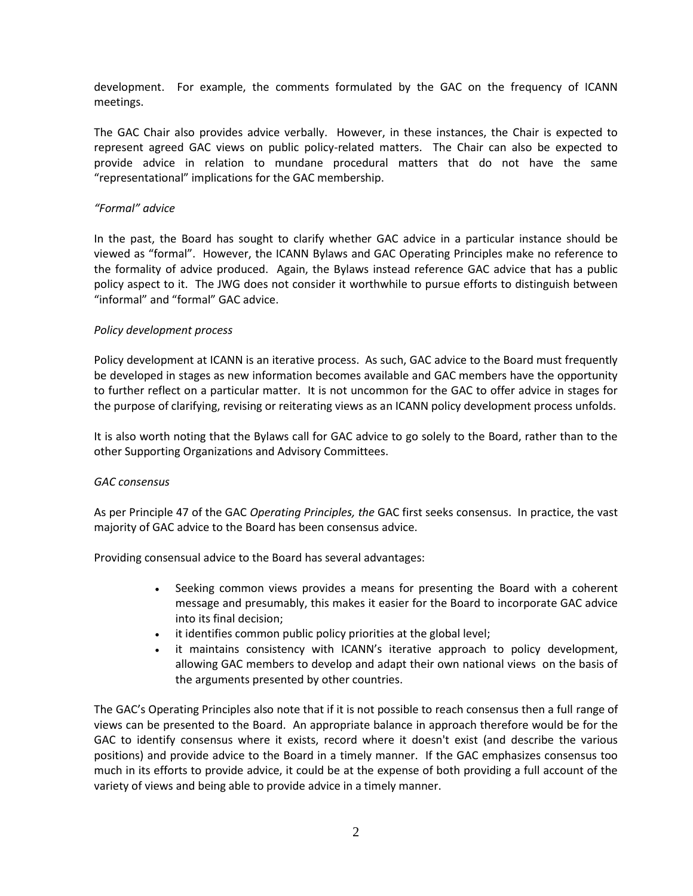development. For example, the comments formulated by the GAC on the frequency of ICANN meetings.

The GAC Chair also provides advice verbally. However, in these instances, the Chair is expected to represent agreed GAC views on public policy-related matters. The Chair can also be expected to provide advice in relation to mundane procedural matters that do not have the same "representational" implications for the GAC membership.

*"Formal" advice*

In the past, the Board has sought to clarify whether GAC advice in a particular instance should be viewed as "formal". However, the ICANN Bylaws and GAC Operating Principles make no reference to the formality of advice produced. Again, the Bylaws instead reference GAC advice that has a public policy aspect to it. The JWG does not consider it worthwhile to pursue efforts to distinguish between "informal" and "formal" GAC advice.

*Policy development process*

Policy development at ICANN is an iterative process. As such, GAC advice to the Board must frequently be developed in stages as new information becomes available and GAC members have the opportunity to further reflect on a particular matter. It is not uncommon for the GAC to offer advice in stages for the purpose of clarifying, revising or reiterating views as an ICANN policy development process unfolds.

It is also worth noting that the Bylaws call for GAC advice to go solely to the Board, rather than to the other Supporting Organizations and Advisory Committees.

*GAC consensus*

As per Principle 47 of the GAC *Operating Principles, the* GAC first seeks consensus. In practice, the vast majority of GAC advice to the Board has been consensus advice.

Providing consensual advice to the Board has several advantages:

- Seeking common views provides a means for presenting the Board with a coherent message and presumably, this makes it easier for the Board to incorporate GAC advice into its final decision;
- it identifies common public policy priorities at the global level;
- it maintains consistency with ICANN's iterative approach to policy development, allowing GAC members to develop and adapt their own national views on the basis of the arguments presented by other countries.

The GAC's Operating Principles also note that if it is not possible to reach consensus then a full range of views can be presented to the Board. An appropriate balance in approach therefore would be for the GAC to identify consensus where it exists, record where it doesn't exist (and describe the various positions) and provide advice to the Board in a timely manner. If the GAC emphasizes consensus too much in its efforts to provide advice, it could be at the expense of both providing a full account of the variety of views and being able to provide advice in a timely manner.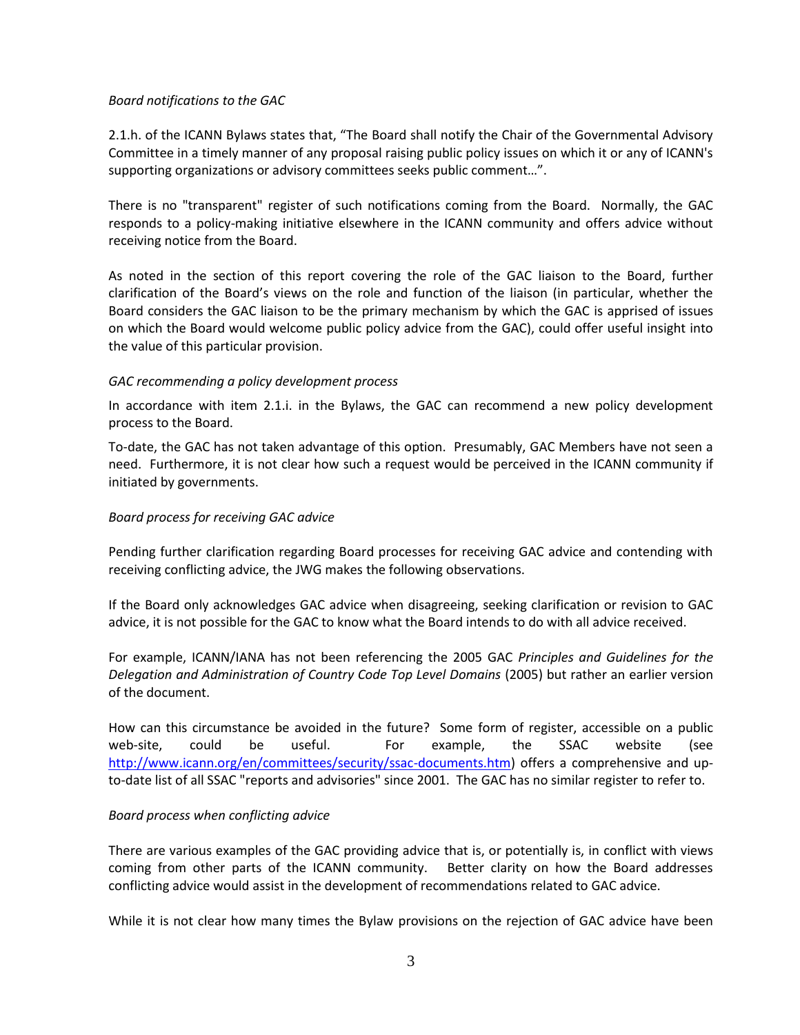*Board notifications to the GAC*

2.1.h. of the ICANN Bylaws states that, "The Board shall notify the Chair of the Governmental Advisory Committee in a timely manner of any proposal raising public policy issues on which it or any of ICANN's supporting organizations or advisory committees seeks public comment…".

There is no "transparent" register of such notifications coming from the Board. Normally, the GAC responds to a policy-making initiative elsewhere in the ICANN community and offers advice without receiving notice from the Board.

As noted in the section of this report covering the role of the GAC liaison to the Board, further clarification of the Board's views on the role and function of the liaison (in particular, whether the Board considers the GAC liaison to be the primary mechanism by which the GAC is apprised of issues on which the Board would welcome public policy advice from the GAC), could offer useful insight into the value of this particular provision.

*GAC recommending a policy development process*

In accordance with item 2.1.i. in the Bylaws, the GAC can recommend a new policy development process to the Board.

To-date, the GAC has not taken advantage of this option. Presumably, GAC Members have not seen a need. Furthermore, it is not clear how such a request would be perceived in the ICANN community if initiated by governments.

*Board process for receiving GAC advice*

Pending further clarification regarding Board processes for receiving GAC advice and contending with receiving conflicting advice, the JWG makes the following observations.

If the Board only acknowledges GAC advice when disagreeing, seeking clarification or revision to GAC advice, it is not possible for the GAC to know what the Board intends to do with all advice received.

For example, ICANN/IANA has not been referencing the 2005 GAC *Principles and Guidelines for the Delegation and Administration of Country Code Top Level Domains* (2005) but rather an earlier version of the document.

How can this circumstance be avoided in the future? Some form of register, accessible on a public web-site, could be useful. For example, the SSAC website (see http://www.icann.org/en/committees/security/ssac-documents.htm) offers a comprehensive and up-to-date list of all SSAC "reports and advisories" since 2001. The GAC has no similar register to refer to.

*Board process when conflicting advice*

There are various examples of the GAC providing advice that is, or potentially is, in conflict with views coming from other parts of the ICANN community. Better clarity on how the Board addresses conflicting advice would assist in the development of recommendations related to GAC advice.

While it is not clear how many times the Bylaw provisions on the rejection of GAC advice have been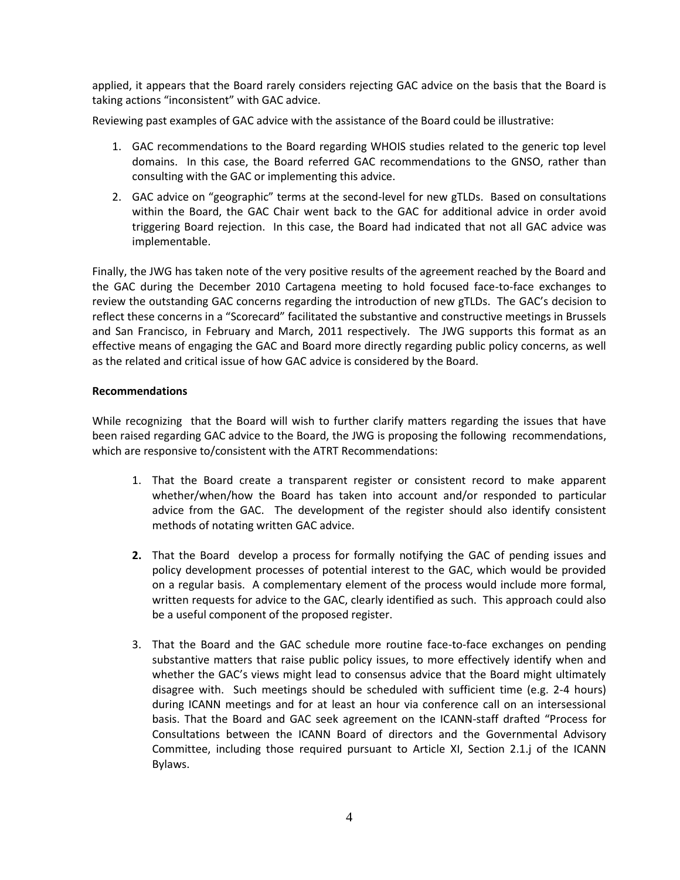applied, it appears that the Board rarely considers rejecting GAC advice on the basis that the Board is taking actions "inconsistent" with GAC advice.

Reviewing past examples of GAC advice with the assistance of the Board could be illustrative:

1. GAC recommendations to the Board regarding WHOIS studies related to the generic top level domains. In this case, the Board referred GAC recommendations to the GNSO, rather than consulting with the GAC or implementing this advice.
2. GAC advice on "geographic" terms at the second-level for new gTLDs. Based on consultations within the Board, the GAC Chair went back to the GAC for additional advice in order avoid triggering Board rejection. In this case, the Board had indicated that not all GAC advice was implementable.

Finally, the JWG has taken note of the very positive results of the agreement reached by the Board and the GAC during the December 2010 Cartagena meeting to hold focused face-to-face exchanges to review the outstanding GAC concerns regarding the introduction of new gTLDs. The GAC's decision to reflect these concerns in a "Scorecard" facilitated the substantive and constructive meetings in Brussels and San Francisco, in February and March, 2011 respectively. The JWG supports this format as an effective means of engaging the GAC and Board more directly regarding public policy concerns, as well as the related and critical issue of how GAC advice is considered by the Board.

**Recommendations**

While recognizing that the Board will wish to further clarify matters regarding the issues that have been raised regarding GAC advice to the Board, the JWG is proposing the following recommendations, which are responsive to/consistent with the ATRT Recommendations:

1. That the Board create a transparent register or consistent record to make apparent whether/when/how the Board has taken into account and/or responded to particular advice from the GAC. The development of the register should also identify consistent methods of notating written GAC advice.
2. That the Board develop a process for formally notifying the GAC of pending issues and policy development processes of potential interest to the GAC, which would be provided on a regular basis. A complementary element of the process would include more formal, written requests for advice to the GAC, clearly identified as such. This approach could also be a useful component of the proposed register.
3. That the Board and the GAC schedule more routine face-to-face exchanges on pending substantive matters that raise public policy issues, to more effectively identify when and whether the GAC's views might lead to consensus advice that the Board might ultimately disagree with. Such meetings should be scheduled with sufficient time (e.g. 2-4 hours) during ICANN meetings and for at least an hour via conference call on an intersessional basis. That the Board and GAC seek agreement on the ICANN-staff drafted "Process for Consultations between the ICANN Board of directors and the Governmental Advisory Committee, including those required pursuant to Article XI, Section 2.1.j of the ICANN Bylaws.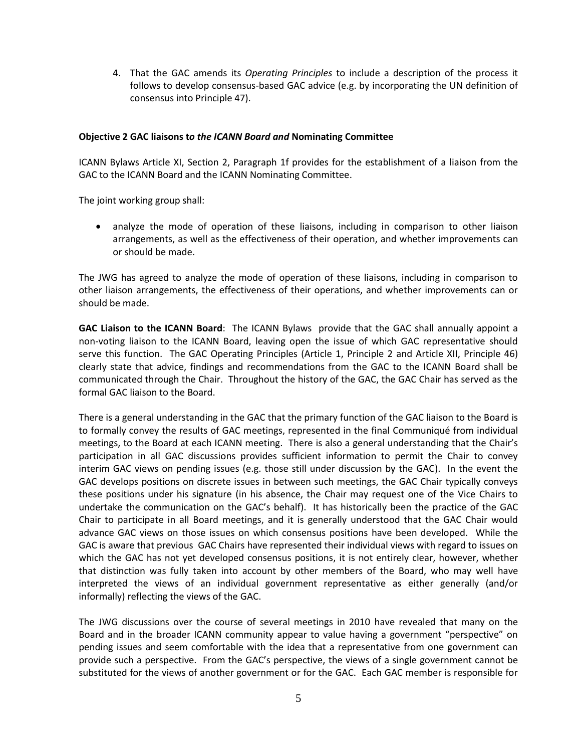4. That the GAC amends its *Operating Principles* to include a description of the process it follows to develop consensus-based GAC advice (e.g. by incorporating the UN definition of consensus into Principle 47).

**Objective 2 GAC liaisons t*o the ICANN Board and* Nominating Committee**

ICANN Bylaws Article XI, Section 2, Paragraph 1f provides for the establishment of a liaison from the GAC to the ICANN Board and the ICANN Nominating Committee.

The joint working group shall:

- analyze the mode of operation of these liaisons, including in comparison to other liaison arrangements, as well as the effectiveness of their operation, and whether improvements can or should be made.

The JWG has agreed to analyze the mode of operation of these liaisons, including in comparison to other liaison arrangements, the effectiveness of their operations, and whether improvements can or should be made.

**GAC Liaison to the ICANN Board**: The ICANN Bylaws provide that the GAC shall annually appoint a non-voting liaison to the ICANN Board, leaving open the issue of which GAC representative should serve this function. The GAC Operating Principles (Article 1, Principle 2 and Article XII, Principle 46) clearly state that advice, findings and recommendations from the GAC to the ICANN Board shall be communicated through the Chair. Throughout the history of the GAC, the GAC Chair has served as the formal GAC liaison to the Board.

There is a general understanding in the GAC that the primary function of the GAC liaison to the Board is to formally convey the results of GAC meetings, represented in the final Communiqué from individual meetings, to the Board at each ICANN meeting. There is also a general understanding that the Chair's participation in all GAC discussions provides sufficient information to permit the Chair to convey interim GAC views on pending issues (e.g. those still under discussion by the GAC). In the event the GAC develops positions on discrete issues in between such meetings, the GAC Chair typically conveys these positions under his signature (in his absence, the Chair may request one of the Vice Chairs to undertake the communication on the GAC's behalf). It has historically been the practice of the GAC Chair to participate in all Board meetings, and it is generally understood that the GAC Chair would advance GAC views on those issues on which consensus positions have been developed. While the GAC is aware that previous GAC Chairs have represented their individual views with regard to issues on which the GAC has not yet developed consensus positions, it is not entirely clear, however, whether that distinction was fully taken into account by other members of the Board, who may well have interpreted the views of an individual government representative as either generally (and/or informally) reflecting the views of the GAC.

The JWG discussions over the course of several meetings in 2010 have revealed that many on the Board and in the broader ICANN community appear to value having a government "perspective" on pending issues and seem comfortable with the idea that a representative from one government can provide such a perspective. From the GAC's perspective, the views of a single government cannot be substituted for the views of another government or for the GAC. Each GAC member is responsible for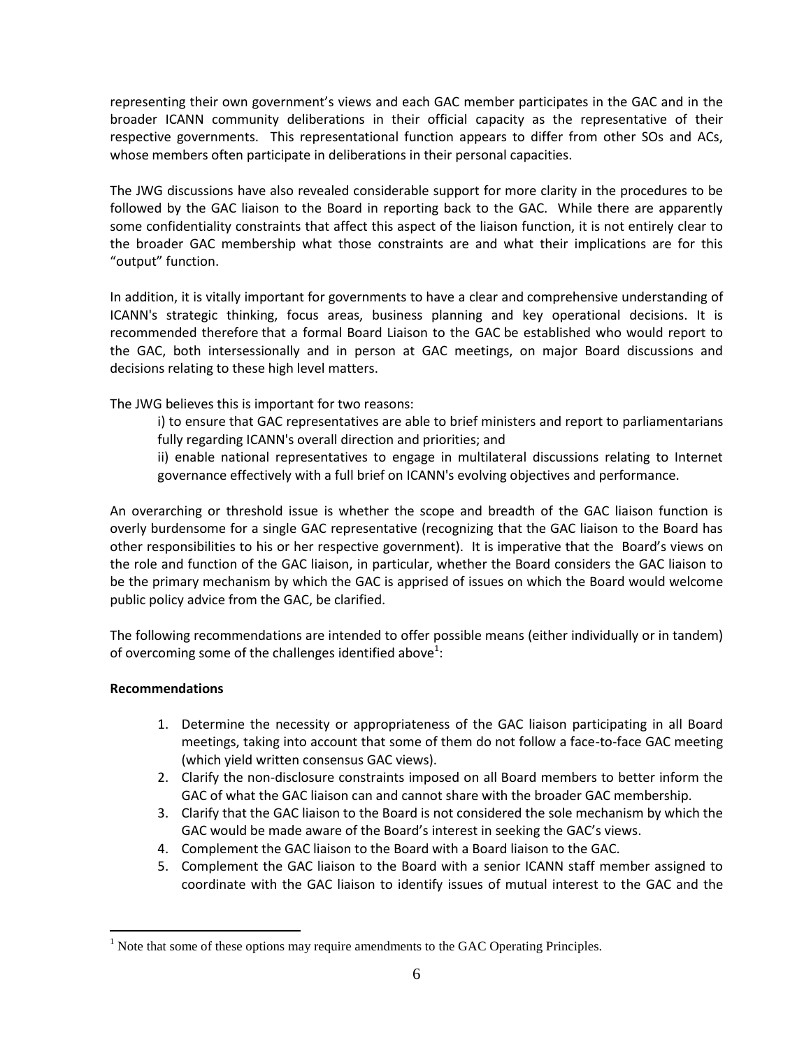representing their own government's views and each GAC member participates in the GAC and in the broader ICANN community deliberations in their official capacity as the representative of their respective governments. This representational function appears to differ from other SOs and ACs, whose members often participate in deliberations in their personal capacities.

The JWG discussions have also revealed considerable support for more clarity in the procedures to be followed by the GAC liaison to the Board in reporting back to the GAC. While there are apparently some confidentiality constraints that affect this aspect of the liaison function, it is not entirely clear to the broader GAC membership what those constraints are and what their implications are for this "output" function.

In addition, it is vitally important for governments to have a clear and comprehensive understanding of ICANN's strategic thinking, focus areas, business planning and key operational decisions. It is recommended therefore that a formal Board Liaison to the GAC be established who would report to the GAC, both intersessionally and in person at GAC meetings, on major Board discussions and decisions relating to these high level matters.

The JWG believes this is important for two reasons:

i) to ensure that GAC representatives are able to brief ministers and report to parliamentarians fully regarding ICANN's overall direction and priorities; and

ii) enable national representatives to engage in multilateral discussions relating to Internet governance effectively with a full brief on ICANN's evolving objectives and performance.

An overarching or threshold issue is whether the scope and breadth of the GAC liaison function is overly burdensome for a single GAC representative (recognizing that the GAC liaison to the Board has other responsibilities to his or her respective government). It is imperative that the Board's views on the role and function of the GAC liaison, in particular, whether the Board considers the GAC liaison to be the primary mechanism by which the GAC is apprised of issues on which the Board would welcome public policy advice from the GAC, be clarified.

The following recommendations are intended to offer possible means (either individually or in tandem) of overcoming some of the challenges identified above[1]:

**Recommendations**

1. Determine the necessity or appropriateness of the GAC liaison participating in all Board meetings, taking into account that some of them do not follow a face-to-face GAC meeting (which yield written consensus GAC views).
2. Clarify the non-disclosure constraints imposed on all Board members to better inform the GAC of what the GAC liaison can and cannot share with the broader GAC membership.
3. Clarify that the GAC liaison to the Board is not considered the sole mechanism by which the GAC would be made aware of the Board's interest in seeking the GAC's views.
4. Complement the GAC liaison to the Board with a Board liaison to the GAC.
5. Complement the GAC liaison to the Board with a senior ICANN staff member assigned to coordinate with the GAC liaison to identify issues of mutual interest to the GAC and the

[1] Note that some of these options may require amendments to the GAC Operating Principles.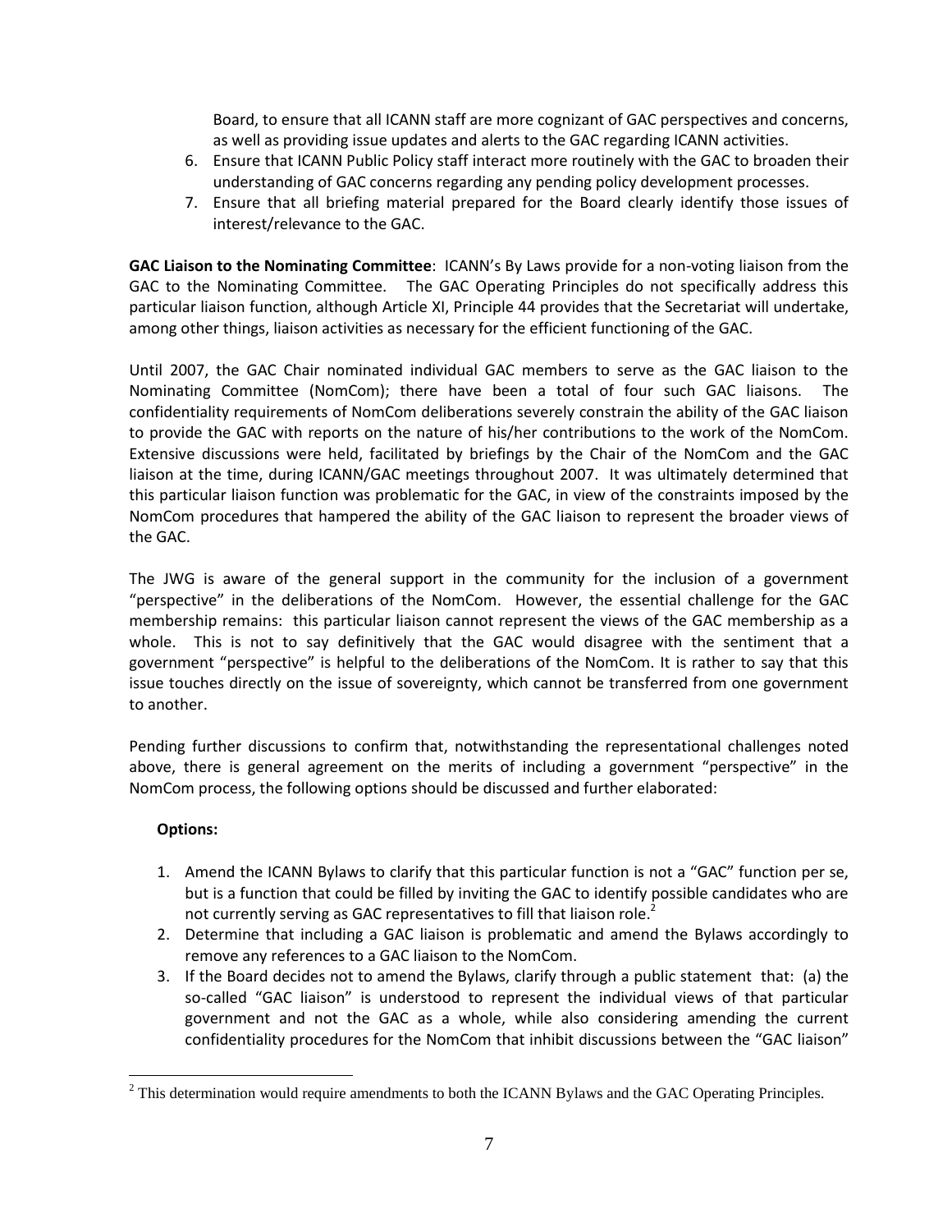Board, to ensure that all ICANN staff are more cognizant of GAC perspectives and concerns, as well as providing issue updates and alerts to the GAC regarding ICANN activities.

6. Ensure that ICANN Public Policy staff interact more routinely with the GAC to broaden their understanding of GAC concerns regarding any pending policy development processes.
7. Ensure that all briefing material prepared for the Board clearly identify those issues of interest/relevance to the GAC.

**GAC Liaison to the Nominating Committee**: ICANN's By Laws provide for a non-voting liaison from the GAC to the Nominating Committee. The GAC Operating Principles do not specifically address this particular liaison function, although Article XI, Principle 44 provides that the Secretariat will undertake, among other things, liaison activities as necessary for the efficient functioning of the GAC.

Until 2007, the GAC Chair nominated individual GAC members to serve as the GAC liaison to the Nominating Committee (NomCom); there have been a total of four such GAC liaisons. The confidentiality requirements of NomCom deliberations severely constrain the ability of the GAC liaison to provide the GAC with reports on the nature of his/her contributions to the work of the NomCom. Extensive discussions were held, facilitated by briefings by the Chair of the NomCom and the GAC liaison at the time, during ICANN/GAC meetings throughout 2007. It was ultimately determined that this particular liaison function was problematic for the GAC, in view of the constraints imposed by the NomCom procedures that hampered the ability of the GAC liaison to represent the broader views of the GAC.

The JWG is aware of the general support in the community for the inclusion of a government "perspective" in the deliberations of the NomCom. However, the essential challenge for the GAC membership remains: this particular liaison cannot represent the views of the GAC membership as a whole. This is not to say definitively that the GAC would disagree with the sentiment that a government "perspective" is helpful to the deliberations of the NomCom. It is rather to say that this issue touches directly on the issue of sovereignty, which cannot be transferred from one government to another.

Pending further discussions to confirm that, notwithstanding the representational challenges noted above, there is general agreement on the merits of including a government "perspective" in the NomCom process, the following options should be discussed and further elaborated:

**Options:**

1. Amend the ICANN Bylaws to clarify that this particular function is not a "GAC" function per se, but is a function that could be filled by inviting the GAC to identify possible candidates who are not currently serving as GAC representatives to fill that liaison role.[2]
2. Determine that including a GAC liaison is problematic and amend the Bylaws accordingly to remove any references to a GAC liaison to the NomCom.
3. If the Board decides not to amend the Bylaws, clarify through a public statement that: (a) the so-called "GAC liaison" is understood to represent the individual views of that particular government and not the GAC as a whole, while also considering amending the current confidentiality procedures for the NomCom that inhibit discussions between the "GAC liaison"

---

[2] This determination would require amendments to both the ICANN Bylaws and the GAC Operating Principles.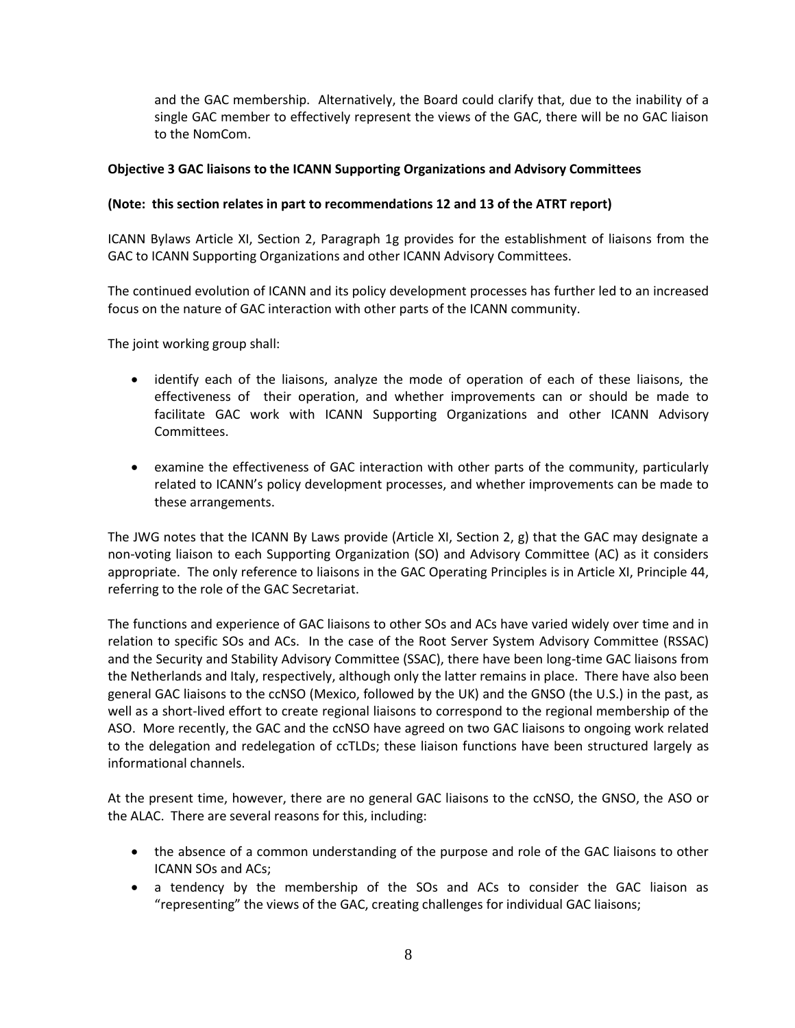and the GAC membership. Alternatively, the Board could clarify that, due to the inability of a single GAC member to effectively represent the views of the GAC, there will be no GAC liaison to the NomCom.

**Objective 3 GAC liaisons to the ICANN Supporting Organizations and Advisory Committees**

**(Note: this section relates in part to recommendations 12 and 13 of the ATRT report)**

ICANN Bylaws Article XI, Section 2, Paragraph 1g provides for the establishment of liaisons from the GAC to ICANN Supporting Organizations and other ICANN Advisory Committees.

The continued evolution of ICANN and its policy development processes has further led to an increased focus on the nature of GAC interaction with other parts of the ICANN community.

The joint working group shall:

- identify each of the liaisons, analyze the mode of operation of each of these liaisons, the effectiveness of their operation, and whether improvements can or should be made to facilitate GAC work with ICANN Supporting Organizations and other ICANN Advisory Committees.

- examine the effectiveness of GAC interaction with other parts of the community, particularly related to ICANN's policy development processes, and whether improvements can be made to these arrangements.

The JWG notes that the ICANN By Laws provide (Article XI, Section 2, g) that the GAC may designate a non-voting liaison to each Supporting Organization (SO) and Advisory Committee (AC) as it considers appropriate. The only reference to liaisons in the GAC Operating Principles is in Article XI, Principle 44, referring to the role of the GAC Secretariat.

The functions and experience of GAC liaisons to other SOs and ACs have varied widely over time and in relation to specific SOs and ACs. In the case of the Root Server System Advisory Committee (RSSAC) and the Security and Stability Advisory Committee (SSAC), there have been long-time GAC liaisons from the Netherlands and Italy, respectively, although only the latter remains in place. There have also been general GAC liaisons to the ccNSO (Mexico, followed by the UK) and the GNSO (the U.S.) in the past, as well as a short-lived effort to create regional liaisons to correspond to the regional membership of the ASO. More recently, the GAC and the ccNSO have agreed on two GAC liaisons to ongoing work related to the delegation and redelegation of ccTLDs; these liaison functions have been structured largely as informational channels.

At the present time, however, there are no general GAC liaisons to the ccNSO, the GNSO, the ASO or the ALAC. There are several reasons for this, including:

- the absence of a common understanding of the purpose and role of the GAC liaisons to other ICANN SOs and ACs;
- a tendency by the membership of the SOs and ACs to consider the GAC liaison as "representing" the views of the GAC, creating challenges for individual GAC liaisons;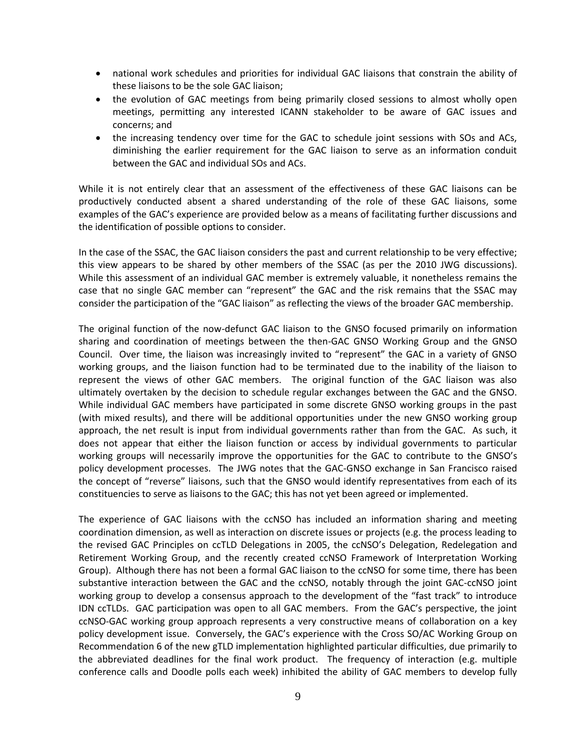- national work schedules and priorities for individual GAC liaisons that constrain the ability of these liaisons to be the sole GAC liaison;
- the evolution of GAC meetings from being primarily closed sessions to almost wholly open meetings, permitting any interested ICANN stakeholder to be aware of GAC issues and concerns; and
- the increasing tendency over time for the GAC to schedule joint sessions with SOs and ACs, diminishing the earlier requirement for the GAC liaison to serve as an information conduit between the GAC and individual SOs and ACs.

While it is not entirely clear that an assessment of the effectiveness of these GAC liaisons can be productively conducted absent a shared understanding of the role of these GAC liaisons, some examples of the GAC's experience are provided below as a means of facilitating further discussions and the identification of possible options to consider.

In the case of the SSAC, the GAC liaison considers the past and current relationship to be very effective; this view appears to be shared by other members of the SSAC (as per the 2010 JWG discussions). While this assessment of an individual GAC member is extremely valuable, it nonetheless remains the case that no single GAC member can "represent" the GAC and the risk remains that the SSAC may consider the participation of the "GAC liaison" as reflecting the views of the broader GAC membership.

The original function of the now-defunct GAC liaison to the GNSO focused primarily on information sharing and coordination of meetings between the then-GAC GNSO Working Group and the GNSO Council. Over time, the liaison was increasingly invited to "represent" the GAC in a variety of GNSO working groups, and the liaison function had to be terminated due to the inability of the liaison to represent the views of other GAC members. The original function of the GAC liaison was also ultimately overtaken by the decision to schedule regular exchanges between the GAC and the GNSO. While individual GAC members have participated in some discrete GNSO working groups in the past (with mixed results), and there will be additional opportunities under the new GNSO working group approach, the net result is input from individual governments rather than from the GAC. As such, it does not appear that either the liaison function or access by individual governments to particular working groups will necessarily improve the opportunities for the GAC to contribute to the GNSO's policy development processes. The JWG notes that the GAC-GNSO exchange in San Francisco raised the concept of "reverse" liaisons, such that the GNSO would identify representatives from each of its constituencies to serve as liaisons to the GAC; this has not yet been agreed or implemented.

The experience of GAC liaisons with the ccNSO has included an information sharing and meeting coordination dimension, as well as interaction on discrete issues or projects (e.g. the process leading to the revised GAC Principles on ccTLD Delegations in 2005, the ccNSO's Delegation, Redelegation and Retirement Working Group, and the recently created ccNSO Framework of Interpretation Working Group). Although there has not been a formal GAC liaison to the ccNSO for some time, there has been substantive interaction between the GAC and the ccNSO, notably through the joint GAC-ccNSO joint working group to develop a consensus approach to the development of the "fast track" to introduce IDN ccTLDs. GAC participation was open to all GAC members. From the GAC's perspective, the joint ccNSO-GAC working group approach represents a very constructive means of collaboration on a key policy development issue. Conversely, the GAC's experience with the Cross SO/AC Working Group on Recommendation 6 of the new gTLD implementation highlighted particular difficulties, due primarily to the abbreviated deadlines for the final work product. The frequency of interaction (e.g. multiple conference calls and Doodle polls each week) inhibited the ability of GAC members to develop fully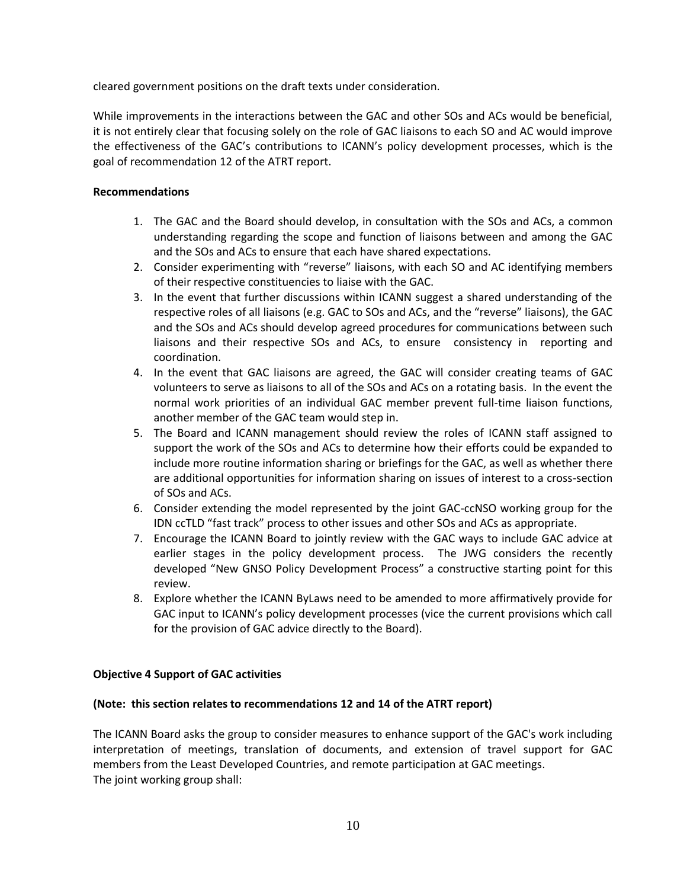cleared government positions on the draft texts under consideration.

While improvements in the interactions between the GAC and other SOs and ACs would be beneficial, it is not entirely clear that focusing solely on the role of GAC liaisons to each SO and AC would improve the effectiveness of the GAC's contributions to ICANN's policy development processes, which is the goal of recommendation 12 of the ATRT report.

**Recommendations**

1. The GAC and the Board should develop, in consultation with the SOs and ACs, a common understanding regarding the scope and function of liaisons between and among the GAC and the SOs and ACs to ensure that each have shared expectations.
2. Consider experimenting with "reverse" liaisons, with each SO and AC identifying members of their respective constituencies to liaise with the GAC.
3. In the event that further discussions within ICANN suggest a shared understanding of the respective roles of all liaisons (e.g. GAC to SOs and ACs, and the "reverse" liaisons), the GAC and the SOs and ACs should develop agreed procedures for communications between such liaisons and their respective SOs and ACs, to ensure consistency in reporting and coordination.
4. In the event that GAC liaisons are agreed, the GAC will consider creating teams of GAC volunteers to serve as liaisons to all of the SOs and ACs on a rotating basis. In the event the normal work priorities of an individual GAC member prevent full-time liaison functions, another member of the GAC team would step in.
5. The Board and ICANN management should review the roles of ICANN staff assigned to support the work of the SOs and ACs to determine how their efforts could be expanded to include more routine information sharing or briefings for the GAC, as well as whether there are additional opportunities for information sharing on issues of interest to a cross-section of SOs and ACs.
6. Consider extending the model represented by the joint GAC-ccNSO working group for the IDN ccTLD "fast track" process to other issues and other SOs and ACs as appropriate.
7. Encourage the ICANN Board to jointly review with the GAC ways to include GAC advice at earlier stages in the policy development process. The JWG considers the recently developed "New GNSO Policy Development Process" a constructive starting point for this review.
8. Explore whether the ICANN ByLaws need to be amended to more affirmatively provide for GAC input to ICANN's policy development processes (vice the current provisions which call for the provision of GAC advice directly to the Board).

**Objective 4 Support of GAC activities**

**(Note: this section relates to recommendations 12 and 14 of the ATRT report)**

The ICANN Board asks the group to consider measures to enhance support of the GAC's work including interpretation of meetings, translation of documents, and extension of travel support for GAC members from the Least Developed Countries, and remote participation at GAC meetings.
The joint working group shall: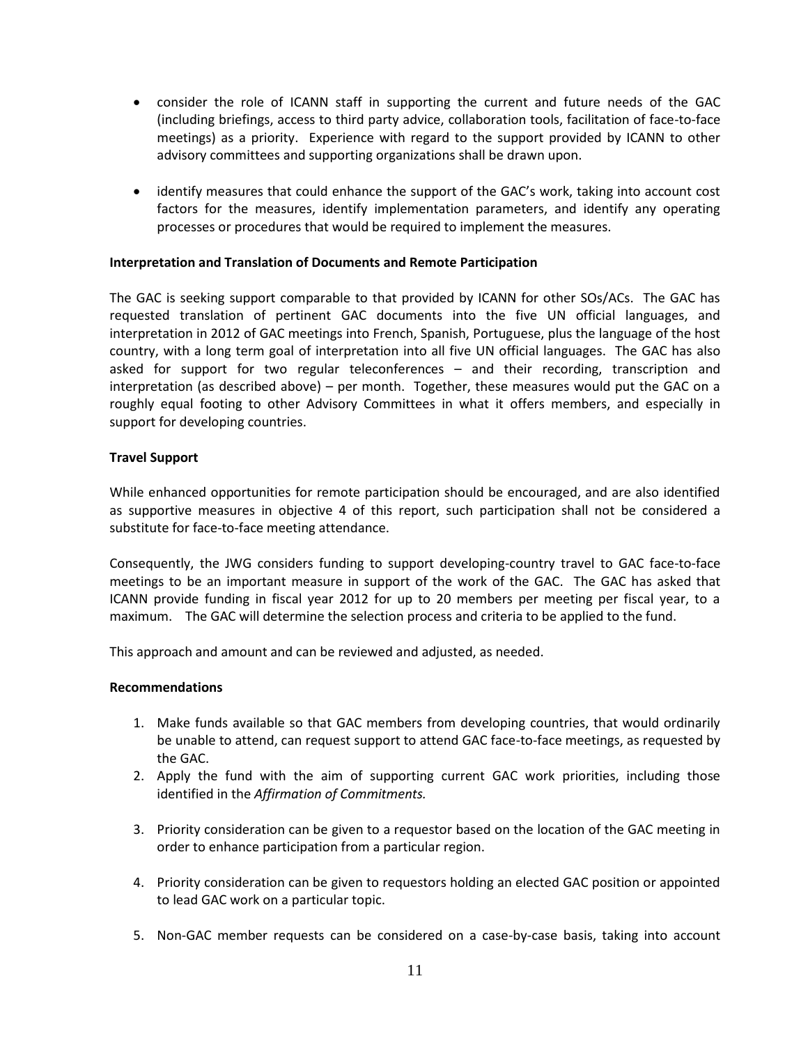- consider the role of ICANN staff in supporting the current and future needs of the GAC (including briefings, access to third party advice, collaboration tools, facilitation of face-to-face meetings) as a priority. Experience with regard to the support provided by ICANN to other advisory committees and supporting organizations shall be drawn upon.

- identify measures that could enhance the support of the GAC's work, taking into account cost factors for the measures, identify implementation parameters, and identify any operating processes or procedures that would be required to implement the measures.

**Interpretation and Translation of Documents and Remote Participation**

The GAC is seeking support comparable to that provided by ICANN for other SOs/ACs. The GAC has requested translation of pertinent GAC documents into the five UN official languages, and interpretation in 2012 of GAC meetings into French, Spanish, Portuguese, plus the language of the host country, with a long term goal of interpretation into all five UN official languages. The GAC has also asked for support for two regular teleconferences – and their recording, transcription and interpretation (as described above) – per month. Together, these measures would put the GAC on a roughly equal footing to other Advisory Committees in what it offers members, and especially in support for developing countries.

**Travel Support**

While enhanced opportunities for remote participation should be encouraged, and are also identified as supportive measures in objective 4 of this report, such participation shall not be considered a substitute for face-to-face meeting attendance.

Consequently, the JWG considers funding to support developing-country travel to GAC face-to-face meetings to be an important measure in support of the work of the GAC. The GAC has asked that ICANN provide funding in fiscal year 2012 for up to 20 members per meeting per fiscal year, to a maximum. The GAC will determine the selection process and criteria to be applied to the fund.

This approach and amount and can be reviewed and adjusted, as needed.

**Recommendations**

1. Make funds available so that GAC members from developing countries, that would ordinarily be unable to attend, can request support to attend GAC face-to-face meetings, as requested by the GAC.
2. Apply the fund with the aim of supporting current GAC work priorities, including those identified in the *Affirmation of Commitments.*
3. Priority consideration can be given to a requestor based on the location of the GAC meeting in order to enhance participation from a particular region.
4. Priority consideration can be given to requestors holding an elected GAC position or appointed to lead GAC work on a particular topic.
5. Non-GAC member requests can be considered on a case-by-case basis, taking into account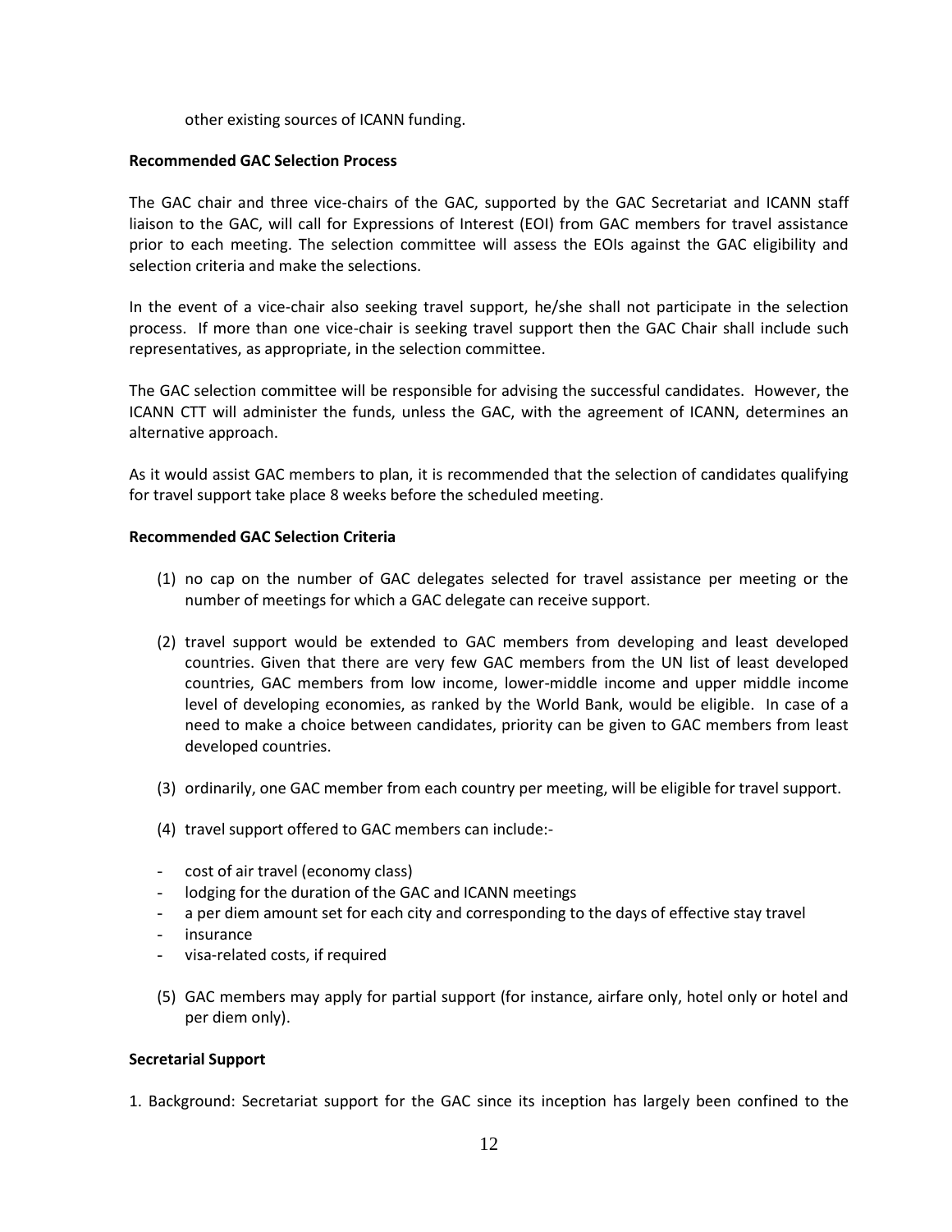other existing sources of ICANN funding.

**Recommended GAC Selection Process**

The GAC chair and three vice-chairs of the GAC, supported by the GAC Secretariat and ICANN staff liaison to the GAC, will call for Expressions of Interest (EOI) from GAC members for travel assistance prior to each meeting. The selection committee will assess the EOIs against the GAC eligibility and selection criteria and make the selections.

In the event of a vice-chair also seeking travel support, he/she shall not participate in the selection process. If more than one vice-chair is seeking travel support then the GAC Chair shall include such representatives, as appropriate, in the selection committee.

The GAC selection committee will be responsible for advising the successful candidates. However, the ICANN CTT will administer the funds, unless the GAC, with the agreement of ICANN, determines an alternative approach.

As it would assist GAC members to plan, it is recommended that the selection of candidates qualifying for travel support take place 8 weeks before the scheduled meeting.

**Recommended GAC Selection Criteria**

(1) no cap on the number of GAC delegates selected for travel assistance per meeting or the number of meetings for which a GAC delegate can receive support.

(2) travel support would be extended to GAC members from developing and least developed countries. Given that there are very few GAC members from the UN list of least developed countries, GAC members from low income, lower-middle income and upper middle income level of developing economies, as ranked by the World Bank, would be eligible. In case of a need to make a choice between candidates, priority can be given to GAC members from least developed countries.

(3) ordinarily, one GAC member from each country per meeting, will be eligible for travel support.

(4) travel support offered to GAC members can include:-

- cost of air travel (economy class)
- lodging for the duration of the GAC and ICANN meetings
- a per diem amount set for each city and corresponding to the days of effective stay travel
- insurance
- visa-related costs, if required

(5) GAC members may apply for partial support (for instance, airfare only, hotel only or hotel and per diem only).

**Secretarial Support**

1. Background: Secretariat support for the GAC since its inception has largely been confined to the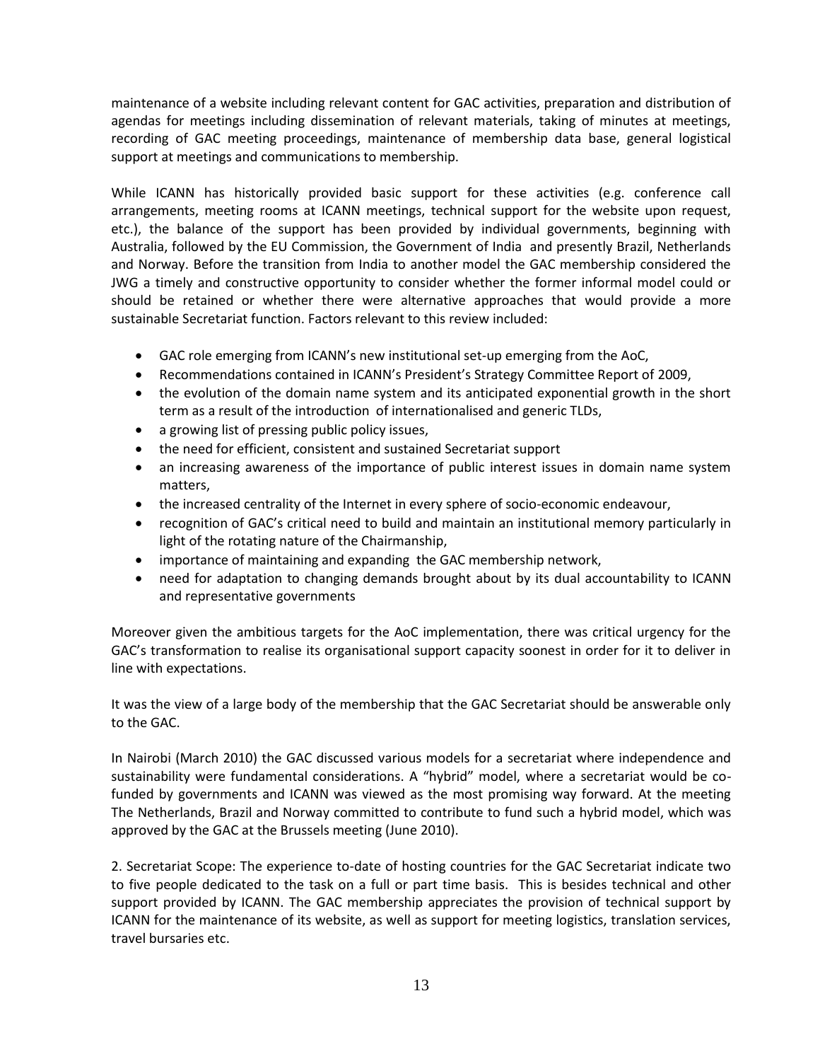maintenance of a website including relevant content for GAC activities, preparation and distribution of agendas for meetings including dissemination of relevant materials, taking of minutes at meetings, recording of GAC meeting proceedings, maintenance of membership data base, general logistical support at meetings and communications to membership.

While ICANN has historically provided basic support for these activities (e.g. conference call arrangements, meeting rooms at ICANN meetings, technical support for the website upon request, etc.), the balance of the support has been provided by individual governments, beginning with Australia, followed by the EU Commission, the Government of India and presently Brazil, Netherlands and Norway. Before the transition from India to another model the GAC membership considered the JWG a timely and constructive opportunity to consider whether the former informal model could or should be retained or whether there were alternative approaches that would provide a more sustainable Secretariat function. Factors relevant to this review included:

- GAC role emerging from ICANN's new institutional set-up emerging from the AoC,
- Recommendations contained in ICANN's President's Strategy Committee Report of 2009,
- the evolution of the domain name system and its anticipated exponential growth in the short term as a result of the introduction of internationalised and generic TLDs,
- a growing list of pressing public policy issues,
- the need for efficient, consistent and sustained Secretariat support
- an increasing awareness of the importance of public interest issues in domain name system matters,
- the increased centrality of the Internet in every sphere of socio-economic endeavour,
- recognition of GAC's critical need to build and maintain an institutional memory particularly in light of the rotating nature of the Chairmanship,
- importance of maintaining and expanding the GAC membership network,
- need for adaptation to changing demands brought about by its dual accountability to ICANN and representative governments

Moreover given the ambitious targets for the AoC implementation, there was critical urgency for the GAC's transformation to realise its organisational support capacity soonest in order for it to deliver in line with expectations.

It was the view of a large body of the membership that the GAC Secretariat should be answerable only to the GAC.

In Nairobi (March 2010) the GAC discussed various models for a secretariat where independence and sustainability were fundamental considerations. A "hybrid" model, where a secretariat would be co-funded by governments and ICANN was viewed as the most promising way forward. At the meeting The Netherlands, Brazil and Norway committed to contribute to fund such a hybrid model, which was approved by the GAC at the Brussels meeting (June 2010).

2. Secretariat Scope: The experience to-date of hosting countries for the GAC Secretariat indicate two to five people dedicated to the task on a full or part time basis. This is besides technical and other support provided by ICANN. The GAC membership appreciates the provision of technical support by ICANN for the maintenance of its website, as well as support for meeting logistics, translation services, travel bursaries etc.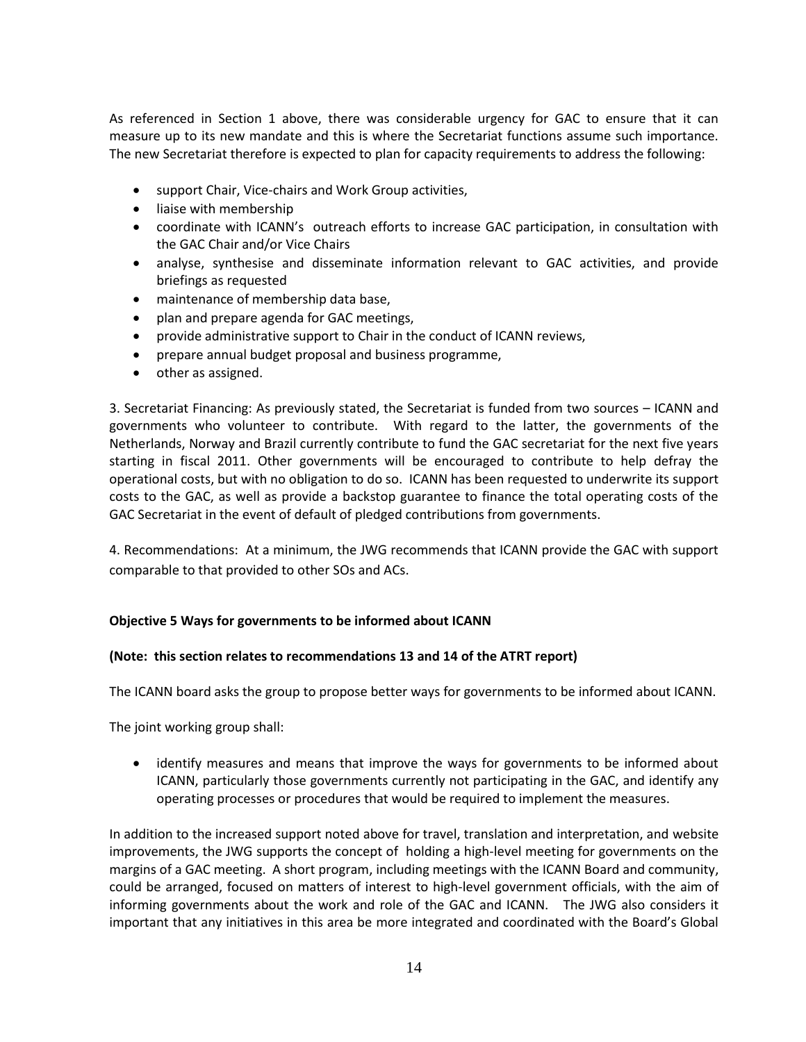As referenced in Section 1 above, there was considerable urgency for GAC to ensure that it can measure up to its new mandate and this is where the Secretariat functions assume such importance. The new Secretariat therefore is expected to plan for capacity requirements to address the following:

- support Chair, Vice-chairs and Work Group activities,
- liaise with membership
- coordinate with ICANN's outreach efforts to increase GAC participation, in consultation with the GAC Chair and/or Vice Chairs
- analyse, synthesise and disseminate information relevant to GAC activities, and provide briefings as requested
- maintenance of membership data base,
- plan and prepare agenda for GAC meetings,
- provide administrative support to Chair in the conduct of ICANN reviews,
- prepare annual budget proposal and business programme,
- other as assigned.

3. Secretariat Financing: As previously stated, the Secretariat is funded from two sources – ICANN and governments who volunteer to contribute. With regard to the latter, the governments of the Netherlands, Norway and Brazil currently contribute to fund the GAC secretariat for the next five years starting in fiscal 2011. Other governments will be encouraged to contribute to help defray the operational costs, but with no obligation to do so. ICANN has been requested to underwrite its support costs to the GAC, as well as provide a backstop guarantee to finance the total operating costs of the GAC Secretariat in the event of default of pledged contributions from governments.

4. Recommendations: At a minimum, the JWG recommends that ICANN provide the GAC with support comparable to that provided to other SOs and ACs.

**Objective 5 Ways for governments to be informed about ICANN**

**(Note: this section relates to recommendations 13 and 14 of the ATRT report)**

The ICANN board asks the group to propose better ways for governments to be informed about ICANN.

The joint working group shall:

- identify measures and means that improve the ways for governments to be informed about ICANN, particularly those governments currently not participating in the GAC, and identify any operating processes or procedures that would be required to implement the measures.

In addition to the increased support noted above for travel, translation and interpretation, and website improvements, the JWG supports the concept of holding a high-level meeting for governments on the margins of a GAC meeting. A short program, including meetings with the ICANN Board and community, could be arranged, focused on matters of interest to high-level government officials, with the aim of informing governments about the work and role of the GAC and ICANN. The JWG also considers it important that any initiatives in this area be more integrated and coordinated with the Board's Global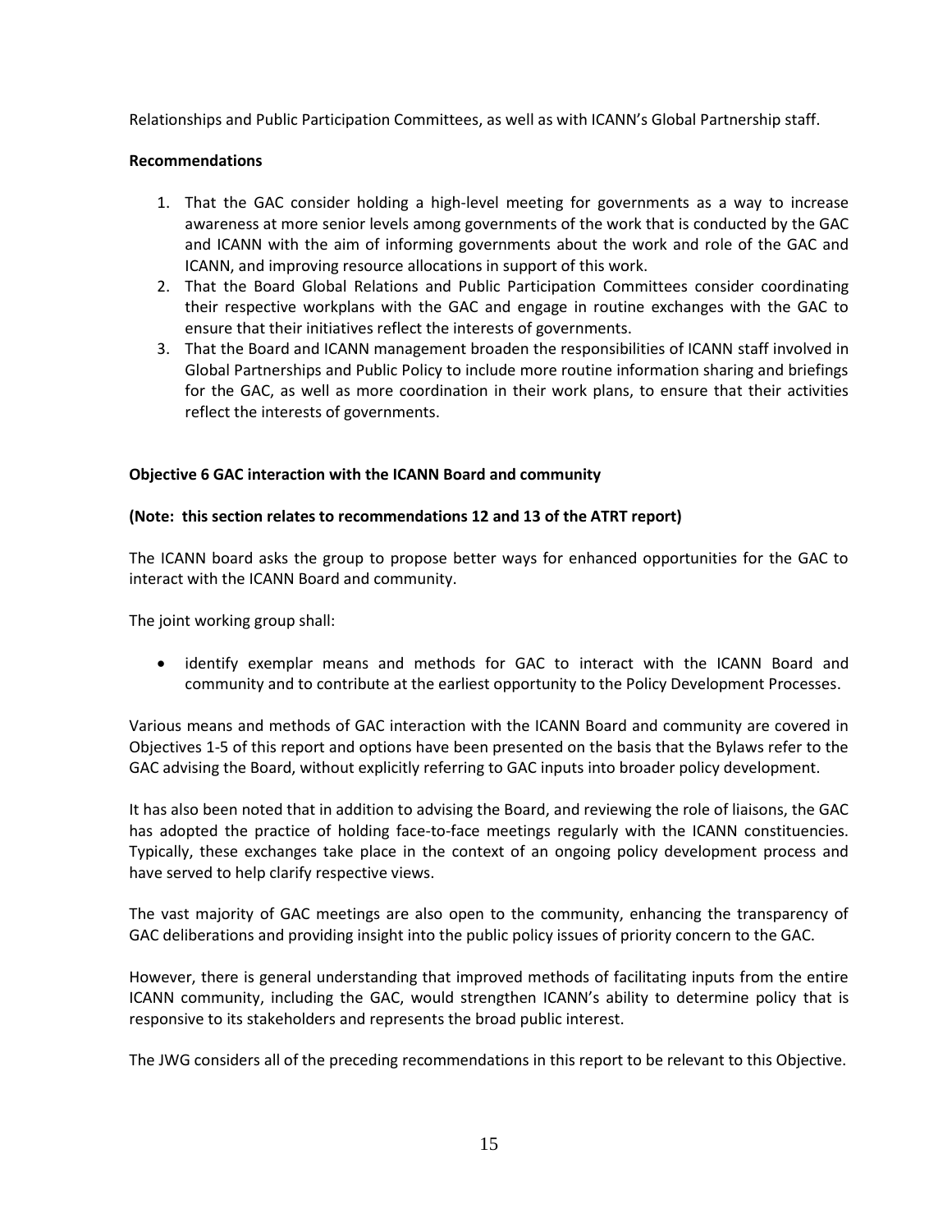Relationships and Public Participation Committees, as well as with ICANN's Global Partnership staff.

**Recommendations**

1. That the GAC consider holding a high-level meeting for governments as a way to increase awareness at more senior levels among governments of the work that is conducted by the GAC and ICANN with the aim of informing governments about the work and role of the GAC and ICANN, and improving resource allocations in support of this work.
2. That the Board Global Relations and Public Participation Committees consider coordinating their respective workplans with the GAC and engage in routine exchanges with the GAC to ensure that their initiatives reflect the interests of governments.
3. That the Board and ICANN management broaden the responsibilities of ICANN staff involved in Global Partnerships and Public Policy to include more routine information sharing and briefings for the GAC, as well as more coordination in their work plans, to ensure that their activities reflect the interests of governments.

**Objective 6 GAC interaction with the ICANN Board and community**

**(Note: this section relates to recommendations 12 and 13 of the ATRT report)**

The ICANN board asks the group to propose better ways for enhanced opportunities for the GAC to interact with the ICANN Board and community.

The joint working group shall:

- identify exemplar means and methods for GAC to interact with the ICANN Board and community and to contribute at the earliest opportunity to the Policy Development Processes.

Various means and methods of GAC interaction with the ICANN Board and community are covered in Objectives 1-5 of this report and options have been presented on the basis that the Bylaws refer to the GAC advising the Board, without explicitly referring to GAC inputs into broader policy development.

It has also been noted that in addition to advising the Board, and reviewing the role of liaisons, the GAC has adopted the practice of holding face-to-face meetings regularly with the ICANN constituencies. Typically, these exchanges take place in the context of an ongoing policy development process and have served to help clarify respective views.

The vast majority of GAC meetings are also open to the community, enhancing the transparency of GAC deliberations and providing insight into the public policy issues of priority concern to the GAC.

However, there is general understanding that improved methods of facilitating inputs from the entire ICANN community, including the GAC, would strengthen ICANN's ability to determine policy that is responsive to its stakeholders and represents the broad public interest.

The JWG considers all of the preceding recommendations in this report to be relevant to this Objective.